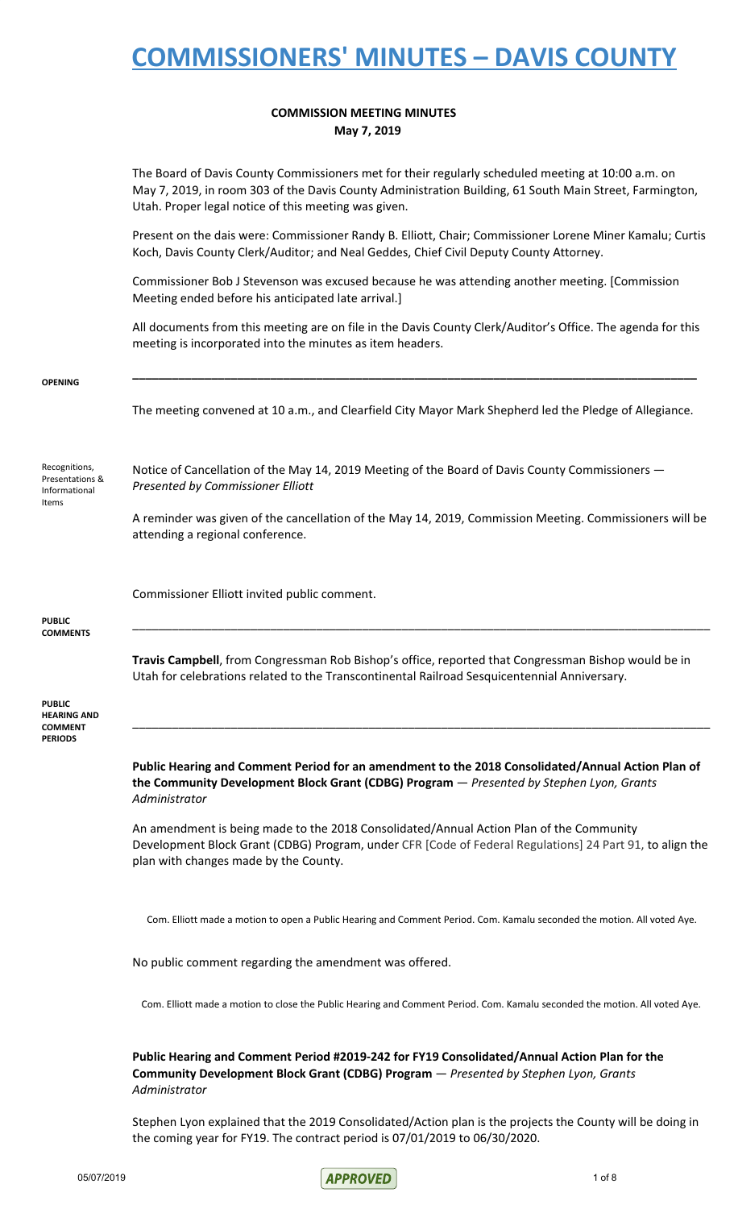# COMMISSIONERS' MINUTES – DAVIS COUNTY

**COMMISSION MEETING MINUTES**
**May 7, 2019**

The Board of Davis County Commissioners met for their regularly scheduled meeting at 10:00 a.m. on May 7, 2019, in room 303 of the Davis County Administration Building, 61 South Main Street, Farmington, Utah. Proper legal notice of this meeting was given.

Present on the dais were: Commissioner Randy B. Elliott, Chair; Commissioner Lorene Miner Kamalu; Curtis Koch, Davis County Clerk/Auditor; and Neal Geddes, Chief Civil Deputy County Attorney.

Commissioner Bob J Stevenson was excused because he was attending another meeting. [Commission Meeting ended before his anticipated late arrival.]

All documents from this meeting are on file in the Davis County Clerk/Auditor's Office. The agenda for this meeting is incorporated into the minutes as item headers.

**OPENING**

---

The meeting convened at 10 a.m., and Clearfield City Mayor Mark Shepherd led the Pledge of Allegiance.

Recognitions, Presentations & Informational Items

Notice of Cancellation of the May 14, 2019 Meeting of the Board of Davis County Commissioners — *Presented by Commissioner Elliott*

A reminder was given of the cancellation of the May 14, 2019, Commission Meeting. Commissioners will be attending a regional conference.

Commissioner Elliott invited public comment.

**PUBLIC COMMENTS**

---

**Travis Campbell**, from Congressman Rob Bishop's office, reported that Congressman Bishop would be in Utah for celebrations related to the Transcontinental Railroad Sesquicentennial Anniversary.

**PUBLIC HEARING AND COMMENT PERIODS**

---

**Public Hearing and Comment Period for an amendment to the 2018 Consolidated/Annual Action Plan of the Community Development Block Grant (CDBG) Program** — *Presented by Stephen Lyon, Grants Administrator*

An amendment is being made to the 2018 Consolidated/Annual Action Plan of the Community Development Block Grant (CDBG) Program, under CFR [Code of Federal Regulations] 24 Part 91, to align the plan with changes made by the County.

Com. Elliott made a motion to open a Public Hearing and Comment Period. Com. Kamalu seconded the motion. All voted Aye.

No public comment regarding the amendment was offered.

Com. Elliott made a motion to close the Public Hearing and Comment Period. Com. Kamalu seconded the motion. All voted Aye.

**Public Hearing and Comment Period #2019-242 for FY19 Consolidated/Annual Action Plan for the Community Development Block Grant (CDBG) Program** — *Presented by Stephen Lyon, Grants Administrator*

Stephen Lyon explained that the 2019 Consolidated/Action plan is the projects the County will be doing in the coming year for FY19. The contract period is 07/01/2019 to 06/30/2020.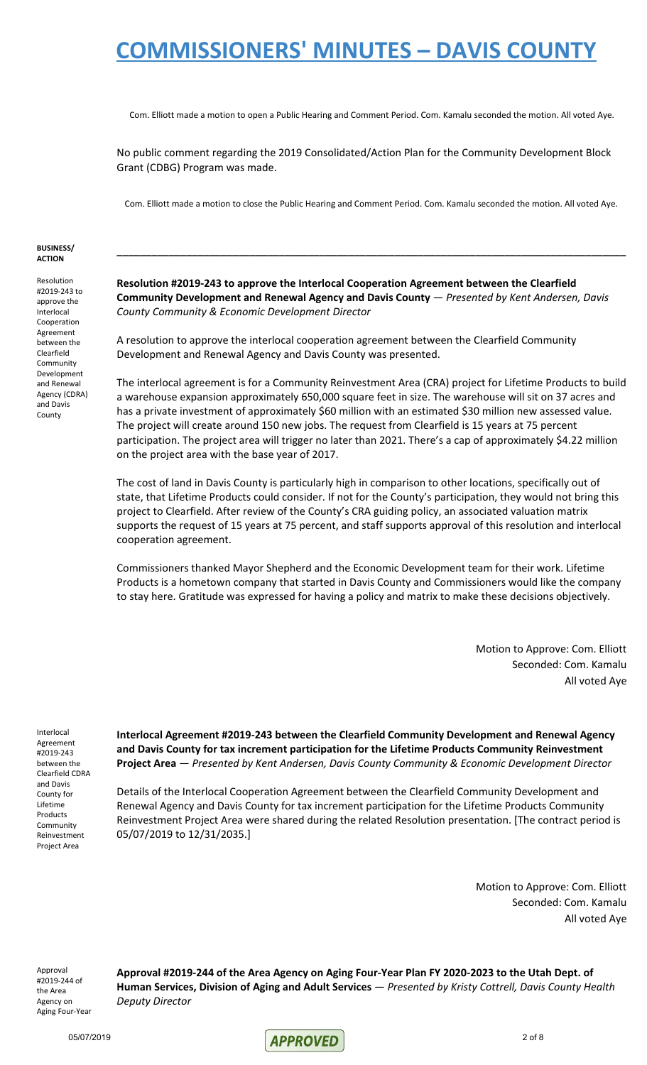Com. Elliott made a motion to open a Public Hearing and Comment Period. Com. Kamalu seconded the motion. All voted Aye.

No public comment regarding the 2019 Consolidated/Action Plan for the Community Development Block Grant (CDBG) Program was made.

Com. Elliott made a motion to close the Public Hearing and Comment Period. Com. Kamalu seconded the motion. All voted Aye.

**BUSINESS/ ACTION**

---

*Resolution #2019-243 to approve the Interlocal Cooperation Agreement between the Clearfield Community Development and Renewal Agency (CDRA) and Davis County*

**Resolution #2019-243 to approve the Interlocal Cooperation Agreement between the Clearfield Community Development and Renewal Agency and Davis County** — *Presented by Kent Andersen, Davis County Community & Economic Development Director*

A resolution to approve the interlocal cooperation agreement between the Clearfield Community Development and Renewal Agency and Davis County was presented.

The interlocal agreement is for a Community Reinvestment Area (CRA) project for Lifetime Products to build a warehouse expansion approximately 650,000 square feet in size. The warehouse will sit on 37 acres and has a private investment of approximately $60 million with an estimated $30 million new assessed value. The project will create around 150 new jobs. The request from Clearfield is 15 years at 75 percent participation. The project area will trigger no later than 2021. There's a cap of approximately $4.22 million on the project area with the base year of 2017.

The cost of land in Davis County is particularly high in comparison to other locations, specifically out of state, that Lifetime Products could consider. If not for the County's participation, they would not bring this project to Clearfield. After review of the County's CRA guiding policy, an associated valuation matrix supports the request of 15 years at 75 percent, and staff supports approval of this resolution and interlocal cooperation agreement.

Commissioners thanked Mayor Shepherd and the Economic Development team for their work. Lifetime Products is a hometown company that started in Davis County and Commissioners would like the company to stay here. Gratitude was expressed for having a policy and matrix to make these decisions objectively.

Motion to Approve: Com. Elliott
Seconded: Com. Kamalu
All voted Aye

*Interlocal Agreement #2019-243 between the Clearfield CDRA and Davis County for Lifetime Products Community Reinvestment Project Area*

**Interlocal Agreement #2019-243 between the Clearfield Community Development and Renewal Agency and Davis County for tax increment participation for the Lifetime Products Community Reinvestment Project Area** — *Presented by Kent Andersen, Davis County Community & Economic Development Director*

Details of the Interlocal Cooperation Agreement between the Clearfield Community Development and Renewal Agency and Davis County for tax increment participation for the Lifetime Products Community Reinvestment Project Area were shared during the related Resolution presentation. [The contract period is 05/07/2019 to 12/31/2035.]

Motion to Approve: Com. Elliott
Seconded: Com. Kamalu
All voted Aye

*Approval #2019-244 of the Area Agency on Aging Four-Year*

**Approval #2019-244 of the Area Agency on Aging Four-Year Plan FY 2020-2023 to the Utah Dept. of Human Services, Division of Aging and Adult Services** — *Presented by Kristy Cottrell, Davis County Health Deputy Director*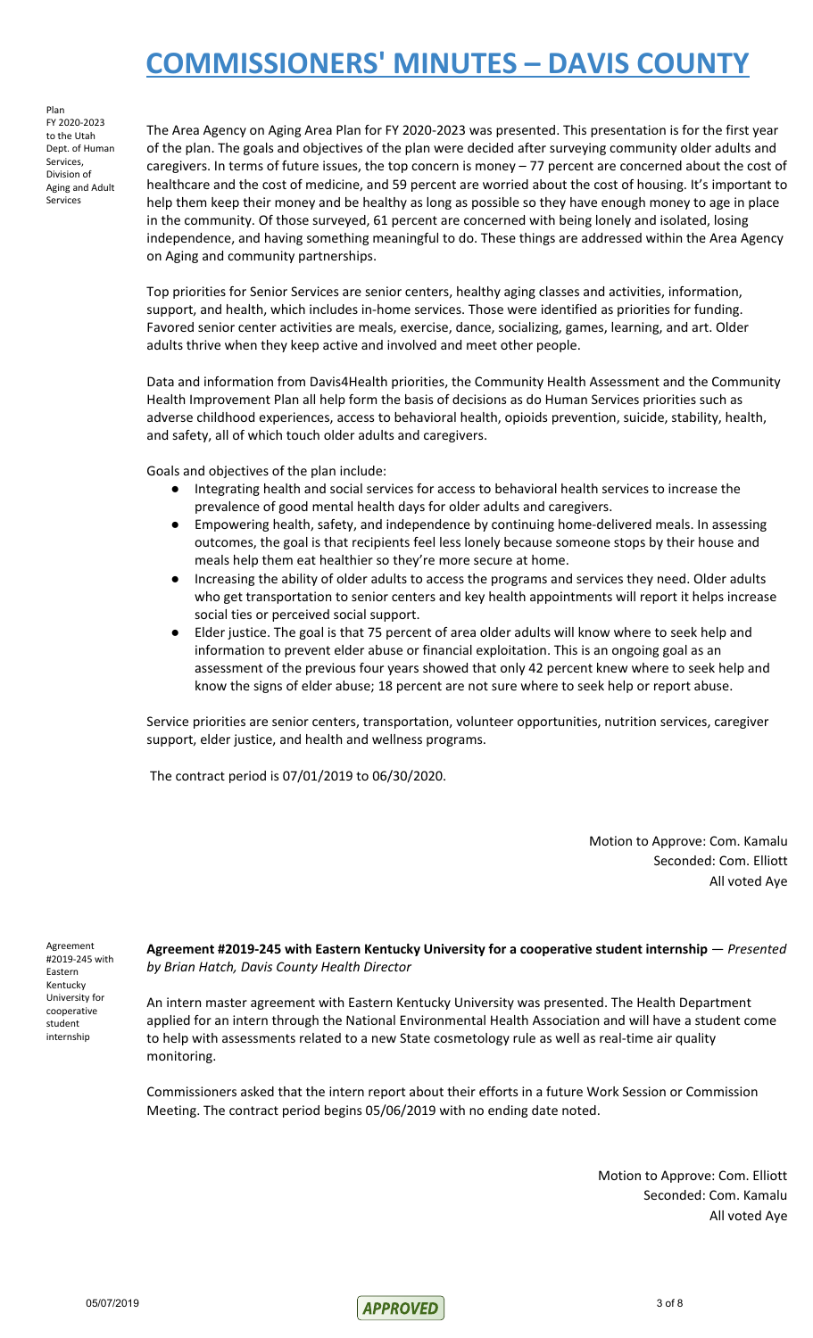Plan FY 2020-2023 to the Utah Dept. of Human Services, Division of Aging and Adult Services

The Area Agency on Aging Area Plan for FY 2020-2023 was presented. This presentation is for the first year of the plan. The goals and objectives of the plan were decided after surveying community older adults and caregivers. In terms of future issues, the top concern is money – 77 percent are concerned about the cost of healthcare and the cost of medicine, and 59 percent are worried about the cost of housing. It's important to help them keep their money and be healthy as long as possible so they have enough money to age in place in the community. Of those surveyed, 61 percent are concerned with being lonely and isolated, losing independence, and having something meaningful to do. These things are addressed within the Area Agency on Aging and community partnerships.

Top priorities for Senior Services are senior centers, healthy aging classes and activities, information, support, and health, which includes in-home services. Those were identified as priorities for funding. Favored senior center activities are meals, exercise, dance, socializing, games, learning, and art. Older adults thrive when they keep active and involved and meet other people.

Data and information from Davis4Health priorities, the Community Health Assessment and the Community Health Improvement Plan all help form the basis of decisions as do Human Services priorities such as adverse childhood experiences, access to behavioral health, opioids prevention, suicide, stability, health, and safety, all of which touch older adults and caregivers.

Goals and objectives of the plan include:

- Integrating health and social services for access to behavioral health services to increase the prevalence of good mental health days for older adults and caregivers.
- Empowering health, safety, and independence by continuing home-delivered meals. In assessing outcomes, the goal is that recipients feel less lonely because someone stops by their house and meals help them eat healthier so they're more secure at home.
- Increasing the ability of older adults to access the programs and services they need. Older adults who get transportation to senior centers and key health appointments will report it helps increase social ties or perceived social support.
- Elder justice. The goal is that 75 percent of area older adults will know where to seek help and information to prevent elder abuse or financial exploitation. This is an ongoing goal as an assessment of the previous four years showed that only 42 percent knew where to seek help and know the signs of elder abuse; 18 percent are not sure where to seek help or report abuse.

Service priorities are senior centers, transportation, volunteer opportunities, nutrition services, caregiver support, elder justice, and health and wellness programs.

The contract period is 07/01/2019 to 06/30/2020.

Motion to Approve: Com. Kamalu
Seconded: Com. Elliott
All voted Aye

Agreement #2019-245 with Eastern Kentucky University for cooperative student internship

**Agreement #2019-245 with Eastern Kentucky University for a cooperative student internship** — *Presented by Brian Hatch, Davis County Health Director*

An intern master agreement with Eastern Kentucky University was presented. The Health Department applied for an intern through the National Environmental Health Association and will have a student come to help with assessments related to a new State cosmetology rule as well as real-time air quality monitoring.

Commissioners asked that the intern report about their efforts in a future Work Session or Commission Meeting. The contract period begins 05/06/2019 with no ending date noted.

Motion to Approve: Com. Elliott
Seconded: Com. Kamalu
All voted Aye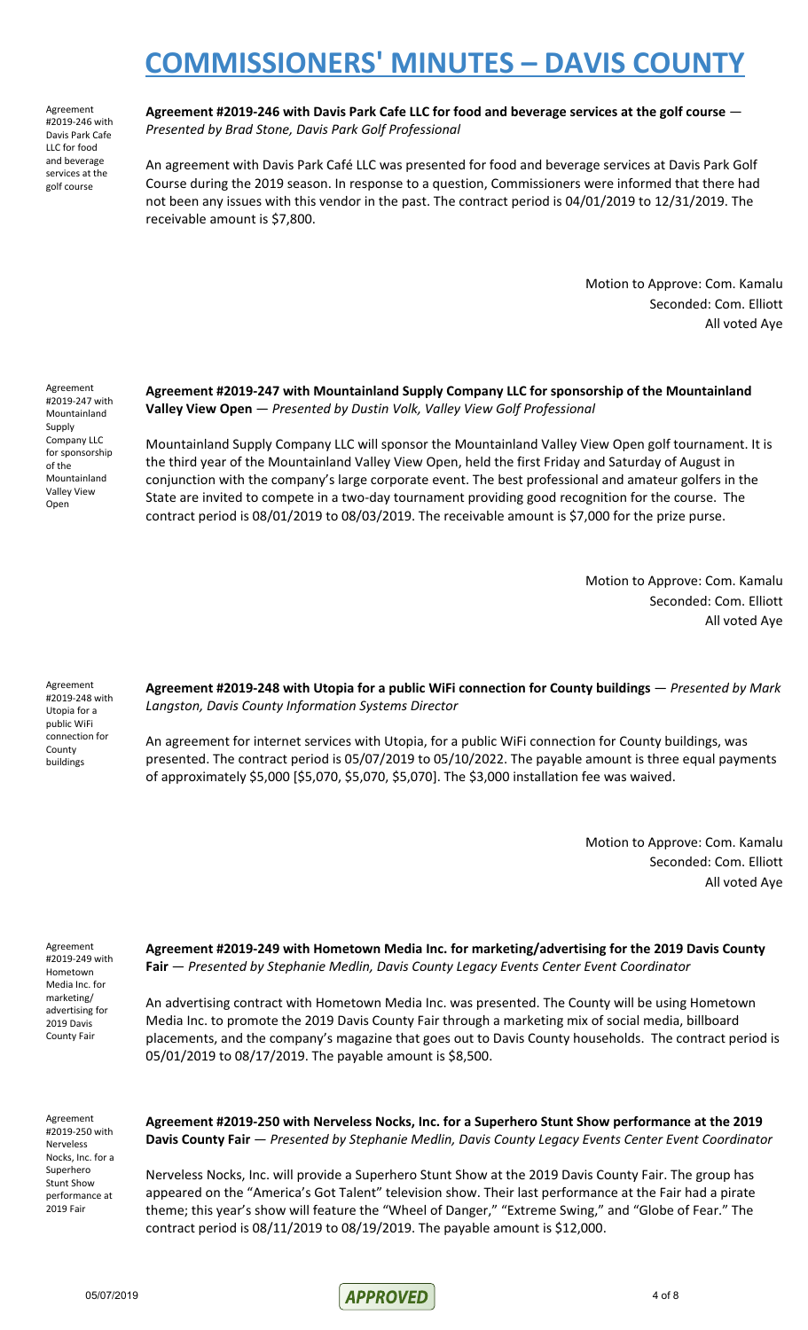Agreement #2019-246 with Davis Park Cafe LLC for food and beverage services at the golf course

**Agreement #2019-246 with Davis Park Cafe LLC for food and beverage services at the golf course** — *Presented by Brad Stone, Davis Park Golf Professional*

An agreement with Davis Park Café LLC was presented for food and beverage services at Davis Park Golf Course during the 2019 season. In response to a question, Commissioners were informed that there had not been any issues with this vendor in the past. The contract period is 04/01/2019 to 12/31/2019. The receivable amount is $7,800.

Motion to Approve: Com. Kamalu
Seconded: Com. Elliott
All voted Aye

Agreement #2019-247 with Mountainland Supply Company LLC for sponsorship of the Mountainland Valley View Open

**Agreement #2019-247 with Mountainland Supply Company LLC for sponsorship of the Mountainland Valley View Open** — *Presented by Dustin Volk, Valley View Golf Professional*

Mountainland Supply Company LLC will sponsor the Mountainland Valley View Open golf tournament. It is the third year of the Mountainland Valley View Open, held the first Friday and Saturday of August in conjunction with the company's large corporate event. The best professional and amateur golfers in the State are invited to compete in a two-day tournament providing good recognition for the course. The contract period is 08/01/2019 to 08/03/2019. The receivable amount is $7,000 for the prize purse.

Motion to Approve: Com. Kamalu
Seconded: Com. Elliott
All voted Aye

Agreement #2019-248 with Utopia for a public WiFi connection for County buildings

**Agreement #2019-248 with Utopia for a public WiFi connection for County buildings** — *Presented by Mark Langston, Davis County Information Systems Director*

An agreement for internet services with Utopia, for a public WiFi connection for County buildings, was presented. The contract period is 05/07/2019 to 05/10/2022. The payable amount is three equal payments of approximately $5,000 [$5,070, $5,070, $5,070]. The $3,000 installation fee was waived.

Motion to Approve: Com. Kamalu
Seconded: Com. Elliott
All voted Aye

Agreement #2019-249 with Hometown Media Inc. for marketing/advertising for 2019 Davis County Fair

**Agreement #2019-249 with Hometown Media Inc. for marketing/advertising for the 2019 Davis County Fair** — *Presented by Stephanie Medlin, Davis County Legacy Events Center Event Coordinator*

An advertising contract with Hometown Media Inc. was presented. The County will be using Hometown Media Inc. to promote the 2019 Davis County Fair through a marketing mix of social media, billboard placements, and the company's magazine that goes out to Davis County households. The contract period is 05/01/2019 to 08/17/2019. The payable amount is $8,500.

Agreement #2019-250 with Nerveless Nocks, Inc. for a Superhero Stunt Show performance at 2019 Fair

**Agreement #2019-250 with Nerveless Nocks, Inc. for a Superhero Stunt Show performance at the 2019 Davis County Fair** — *Presented by Stephanie Medlin, Davis County Legacy Events Center Event Coordinator*

Nerveless Nocks, Inc. will provide a Superhero Stunt Show at the 2019 Davis County Fair. The group has appeared on the "America's Got Talent" television show. Their last performance at the Fair had a pirate theme; this year's show will feature the "Wheel of Danger," "Extreme Swing," and "Globe of Fear." The contract period is 08/11/2019 to 08/19/2019. The payable amount is $12,000.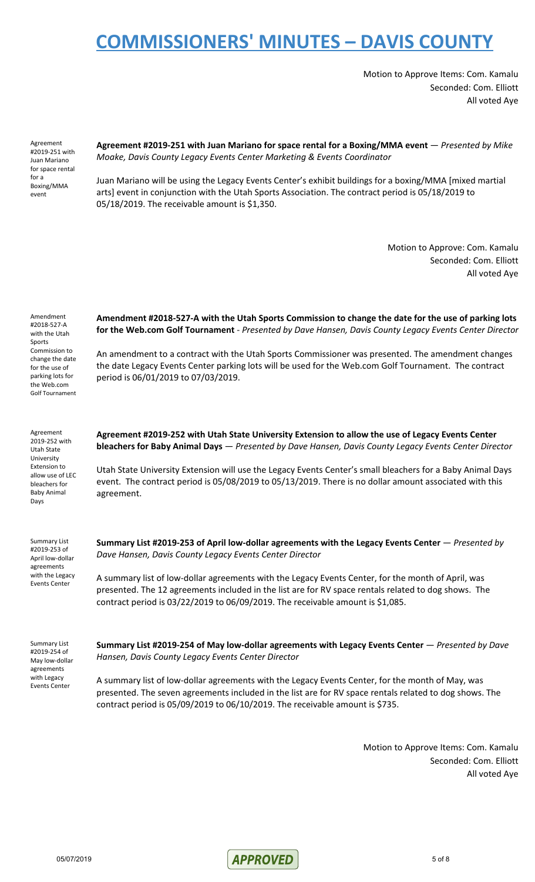Motion to Approve Items: Com. Kamalu
Seconded: Com. Elliott
All voted Aye

Agreement #2019-251 with Juan Mariano for space rental for a Boxing/MMA event

**Agreement #2019-251 with Juan Mariano for space rental for a Boxing/MMA event** — *Presented by Mike Moake, Davis County Legacy Events Center Marketing & Events Coordinator*

Juan Mariano will be using the Legacy Events Center's exhibit buildings for a boxing/MMA [mixed martial arts] event in conjunction with the Utah Sports Association. The contract period is 05/18/2019 to 05/18/2019. The receivable amount is $1,350.

Motion to Approve: Com. Kamalu
Seconded: Com. Elliott
All voted Aye

Amendment #2018-527-A with the Utah Sports Commission to change the date for the use of parking lots for the Web.com Golf Tournament

**Amendment #2018-527-A with the Utah Sports Commission to change the date for the use of parking lots for the Web.com Golf Tournament** - *Presented by Dave Hansen, Davis County Legacy Events Center Director*

An amendment to a contract with the Utah Sports Commissioner was presented. The amendment changes the date Legacy Events Center parking lots will be used for the Web.com Golf Tournament. The contract period is 06/01/2019 to 07/03/2019.

Agreement 2019-252 with Utah State University Extension to allow use of LEC bleachers for Baby Animal Days

**Agreement #2019-252 with Utah State University Extension to allow the use of Legacy Events Center bleachers for Baby Animal Days** — *Presented by Dave Hansen, Davis County Legacy Events Center Director*

Utah State University Extension will use the Legacy Events Center's small bleachers for a Baby Animal Days event. The contract period is 05/08/2019 to 05/13/2019. There is no dollar amount associated with this agreement.

Summary List #2019-253 of April low-dollar agreements with the Legacy Events Center

**Summary List #2019-253 of April low-dollar agreements with the Legacy Events Center** — *Presented by Dave Hansen, Davis County Legacy Events Center Director*

A summary list of low-dollar agreements with the Legacy Events Center, for the month of April, was presented. The 12 agreements included in the list are for RV space rentals related to dog shows. The contract period is 03/22/2019 to 06/09/2019. The receivable amount is $1,085.

Summary List #2019-254 of May low-dollar agreements with Legacy Events Center

**Summary List #2019-254 of May low-dollar agreements with Legacy Events Center** — *Presented by Dave Hansen, Davis County Legacy Events Center Director*

A summary list of low-dollar agreements with the Legacy Events Center, for the month of May, was presented. The seven agreements included in the list are for RV space rentals related to dog shows. The contract period is 05/09/2019 to 06/10/2019. The receivable amount is $735.

Motion to Approve Items: Com. Kamalu
Seconded: Com. Elliott
All voted Aye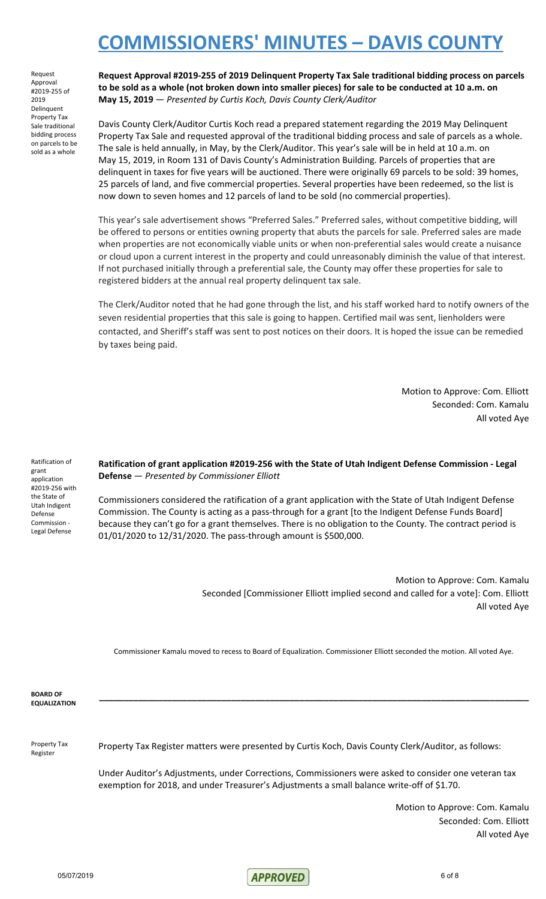Request Approval #2019-255 of 2019 Delinquent Property Tax Sale traditional bidding process on parcels to be sold as a whole

**Request Approval #2019-255 of 2019 Delinquent Property Tax Sale traditional bidding process on parcels to be sold as a whole (not broken down into smaller pieces) for sale to be conducted at 10 a.m. on May 15, 2019** — *Presented by Curtis Koch, Davis County Clerk/Auditor*

Davis County Clerk/Auditor Curtis Koch read a prepared statement regarding the 2019 May Delinquent Property Tax Sale and requested approval of the traditional bidding process and sale of parcels as a whole. The sale is held annually, in May, by the Clerk/Auditor. This year's sale will be in held at 10 a.m. on May 15, 2019, in Room 131 of Davis County's Administration Building. Parcels of properties that are delinquent in taxes for five years will be auctioned. There were originally 69 parcels to be sold: 39 homes, 25 parcels of land, and five commercial properties. Several properties have been redeemed, so the list is now down to seven homes and 12 parcels of land to be sold (no commercial properties).

This year's sale advertisement shows "Preferred Sales." Preferred sales, without competitive bidding, will be offered to persons or entities owning property that abuts the parcels for sale. Preferred sales are made when properties are not economically viable units or when non-preferential sales would create a nuisance or cloud upon a current interest in the property and could unreasonably diminish the value of that interest. If not purchased initially through a preferential sale, the County may offer these properties for sale to registered bidders at the annual real property delinquent tax sale.

The Clerk/Auditor noted that he had gone through the list, and his staff worked hard to notify owners of the seven residential properties that this sale is going to happen. Certified mail was sent, lienholders were contacted, and Sheriff's staff was sent to post notices on their doors. It is hoped the issue can be remedied by taxes being paid.

Motion to Approve: Com. Elliott
Seconded: Com. Kamalu
All voted Aye

Ratification of grant application #2019-256 with the State of Utah Indigent Defense Commission - Legal Defense

**Ratification of grant application #2019-256 with the State of Utah Indigent Defense Commission - Legal Defense** — *Presented by Commissioner Elliott*

Commissioners considered the ratification of a grant application with the State of Utah Indigent Defense Commission. The County is acting as a pass-through for a grant [to the Indigent Defense Funds Board] because they can't go for a grant themselves. There is no obligation to the County. The contract period is 01/01/2020 to 12/31/2020. The pass-through amount is $500,000.

Motion to Approve: Com. Kamalu
Seconded [Commissioner Elliott implied second and called for a vote]: Com. Elliott
All voted Aye

Commissioner Kamalu moved to recess to Board of Equalization. Commissioner Elliott seconded the motion. All voted Aye.

**BOARD OF EQUALIZATION**

---

Property Tax Register

Property Tax Register matters were presented by Curtis Koch, Davis County Clerk/Auditor, as follows:

Under Auditor's Adjustments, under Corrections, Commissioners were asked to consider one veteran tax exemption for 2018, and under Treasurer's Adjustments a small balance write-off of $1.70.

Motion to Approve: Com. Kamalu
Seconded: Com. Elliott
All voted Aye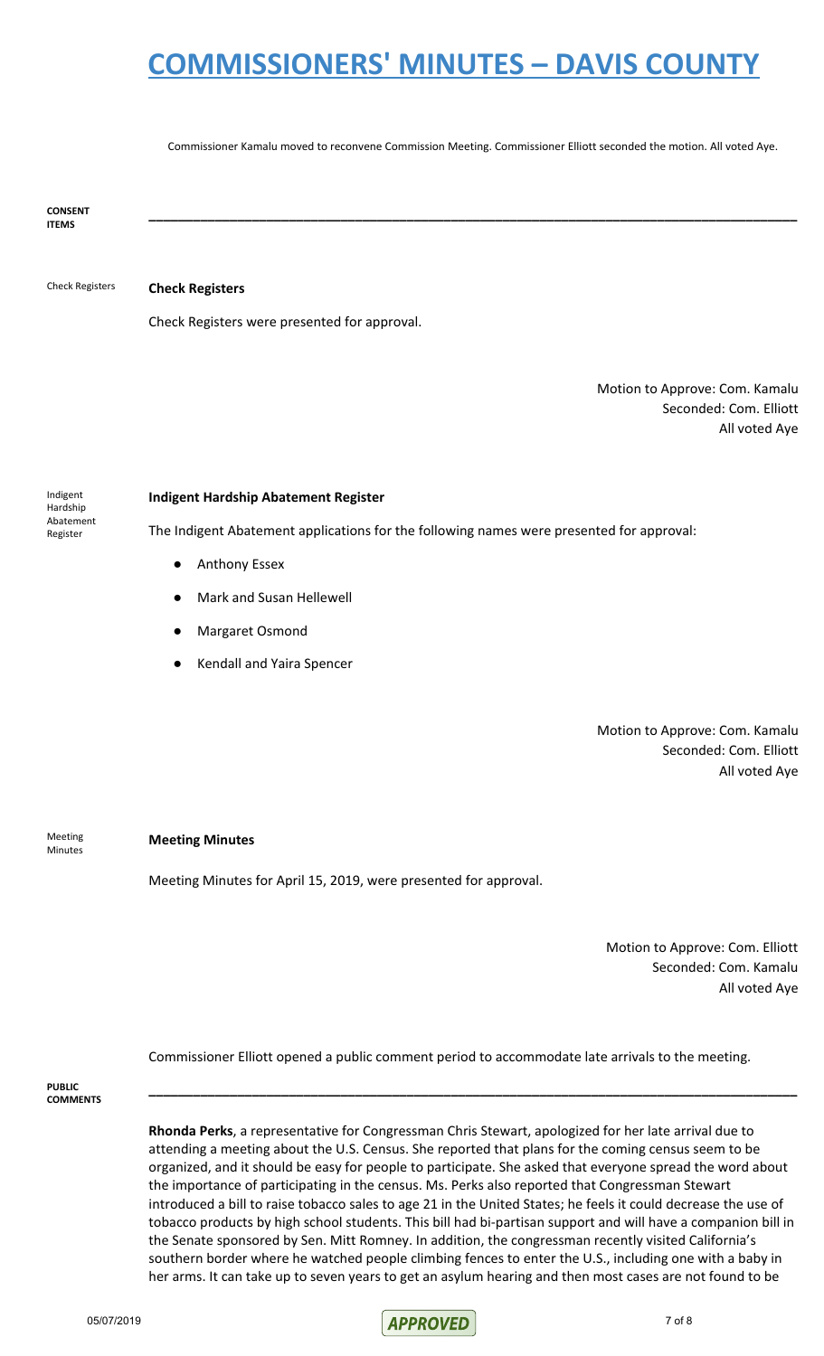Commissioner Kamalu moved to reconvene Commission Meeting. Commissioner Elliott seconded the motion. All voted Aye.

**CONSENT ITEMS**

---

Check Registers

**Check Registers**

Check Registers were presented for approval.

Motion to Approve: Com. Kamalu
Seconded: Com. Elliott
All voted Aye

Indigent Hardship Abatement Register

**Indigent Hardship Abatement Register**

The Indigent Abatement applications for the following names were presented for approval:

- Anthony Essex
- Mark and Susan Hellewell
- Margaret Osmond
- Kendall and Yaira Spencer

Motion to Approve: Com. Kamalu
Seconded: Com. Elliott
All voted Aye

Meeting Minutes

**Meeting Minutes**

Meeting Minutes for April 15, 2019, were presented for approval.

Motion to Approve: Com. Elliott
Seconded: Com. Kamalu
All voted Aye

Commissioner Elliott opened a public comment period to accommodate late arrivals to the meeting.

**PUBLIC COMMENTS**

---

**Rhonda Perks**, a representative for Congressman Chris Stewart, apologized for her late arrival due to attending a meeting about the U.S. Census. She reported that plans for the coming census seem to be organized, and it should be easy for people to participate. She asked that everyone spread the word about the importance of participating in the census. Ms. Perks also reported that Congressman Stewart introduced a bill to raise tobacco sales to age 21 in the United States; he feels it could decrease the use of tobacco products by high school students. This bill had bi-partisan support and will have a companion bill in the Senate sponsored by Sen. Mitt Romney. In addition, the congressman recently visited California's southern border where he watched people climbing fences to enter the U.S., including one with a baby in her arms. It can take up to seven years to get an asylum hearing and then most cases are not found to be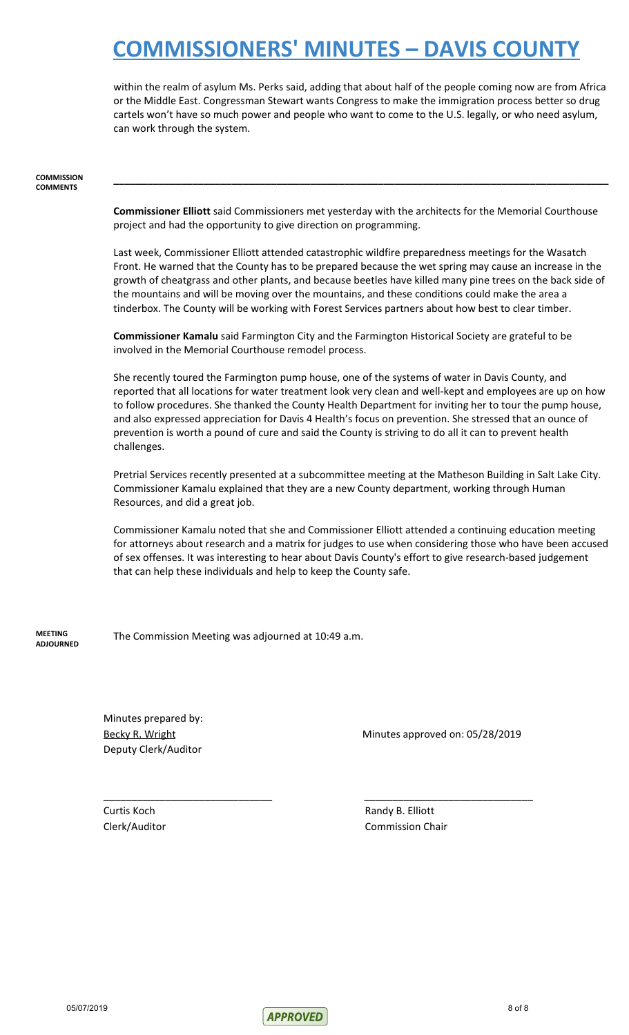within the realm of asylum Ms. Perks said, adding that about half of the people coming now are from Africa or the Middle East. Congressman Stewart wants Congress to make the immigration process better so drug cartels won't have so much power and people who want to come to the U.S. legally, or who need asylum, can work through the system.

**COMMISSION COMMENTS**

**Commissioner Elliott** said Commissioners met yesterday with the architects for the Memorial Courthouse project and had the opportunity to give direction on programming.

Last week, Commissioner Elliott attended catastrophic wildfire preparedness meetings for the Wasatch Front. He warned that the County has to be prepared because the wet spring may cause an increase in the growth of cheatgrass and other plants, and because beetles have killed many pine trees on the back side of the mountains and will be moving over the mountains, and these conditions could make the area a tinderbox. The County will be working with Forest Services partners about how best to clear timber.

**Commissioner Kamalu** said Farmington City and the Farmington Historical Society are grateful to be involved in the Memorial Courthouse remodel process.

She recently toured the Farmington pump house, one of the systems of water in Davis County, and reported that all locations for water treatment look very clean and well-kept and employees are up on how to follow procedures. She thanked the County Health Department for inviting her to tour the pump house, and also expressed appreciation for Davis 4 Health's focus on prevention. She stressed that an ounce of prevention is worth a pound of cure and said the County is striving to do all it can to prevent health challenges.

Pretrial Services recently presented at a subcommittee meeting at the Matheson Building in Salt Lake City. Commissioner Kamalu explained that they are a new County department, working through Human Resources, and did a great job.

Commissioner Kamalu noted that she and Commissioner Elliott attended a continuing education meeting for attorneys about research and a matrix for judges to use when considering those who have been accused of sex offenses. It was interesting to hear about Davis County's effort to give research-based judgement that can help these individuals and help to keep the County safe.

**MEETING ADJOURNED**

The Commission Meeting was adjourned at 10:49 a.m.

Minutes prepared by:
Becky R. Wright
Deputy Clerk/Auditor

Minutes approved on: 05/28/2019

_____________________________
Curtis Koch
Clerk/Auditor

_____________________________
Randy B. Elliott
Commission Chair